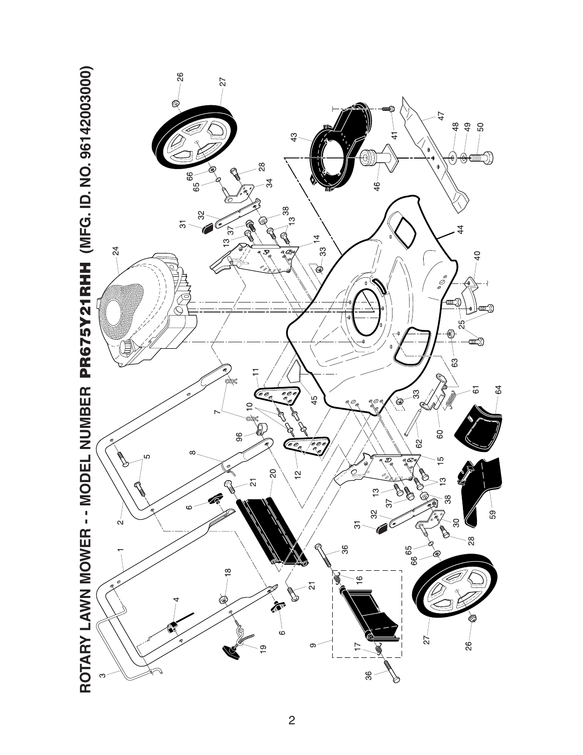# ROTARY LAWN MOWER - - MODEL NUMBER PR675Y21RHH (MFG. ID. NO. 96142003000)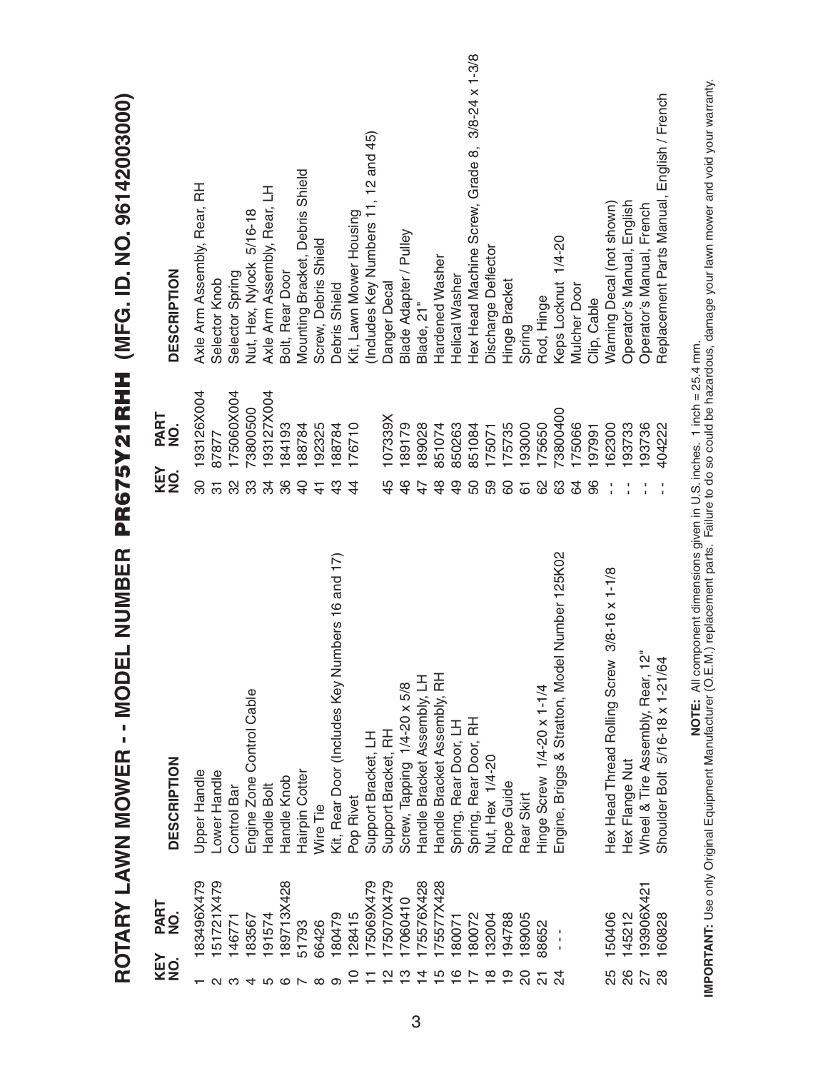# ROTARY LAWN MOWER - - MODEL NUMBER PR675Y21RHH (MFG. ID. NO. 96142003000)

| KEY NO. | PART NO. | DESCRIPTION |
|---|---|---|
| 1 | 183496X479 | Upper Handle |
| 2 | 151721X479 | Lower Handle |
| 3 | 146771 | Control Bar |
| 4 | 183567 | Engine Zone Control Cable |
| 5 | 191574 | Handle Bolt |
| 6 | 189713X428 | Handle Knob |
| 7 | 51793 | Hairpin Cotter |
| 8 | 66426 | Wire Tie |
| 9 | 180479 | Kit, Rear Door (Includes Key Numbers 16 and 17) |
| 10 | 128415 | Pop Rivet |
| 11 | 175069X479 | Support Bracket, LH |
| 12 | 175070X479 | Support Bracket, RH |
| 13 | 17060410 | Screw, Tapping 1/4-20 x 5/8 |
| 14 | 175576X428 | Handle Bracket Assembly, LH |
| 15 | 175577X428 | Handle Bracket Assembly, RH |
| 16 | 180071 | Spring, Rear Door, LH |
| 17 | 180072 | Spring, Rear Door, RH |
| 18 | 132004 | Nut, Hex 1/4-20 |
| 19 | 194788 | Rope Guide |
| 20 | 189005 | Rear Skirt |
| 21 | 88652 | Hinge Screw 1/4-20 x 1-1/4 |
| 24 | - - - | Engine, Briggs & Stratton, Model Number 125K02 |
| 25 | 150406 | Hex Head Thread Rolling Screw 3/8-16 x 1-1/8 |
| 26 | 145212 | Hex Flange Nut |
| 27 | 193906X421 | Wheel & Tire Assembly, Rear, 12" |
| 28 | 160828 | Shoulder Bolt 5/16-18 x 1-21/64 |
| 30 | 193126X004 | Axle Arm Assembly, Rear, RH |
| 31 | 87877 | Selector Knob |
| 32 | 175060X004 | Selector Spring |
| 33 | 73800500 | Nut, Hex, Nylock 5/16-18 |
| 34 | 193127X004 | Axle Arm Assembly, Rear, LH |
| 36 | 184193 | Bolt, Rear Door |
| 40 | 188784 | Mounting Bracket, Debris Shield |
| 41 | 192325 | Screw, Debris Shield |
| 43 | 188784 | Debris Shield |
| 44 | 176710 | Kit, Lawn Mower Housing (Includes Key Numbers 11, 12 and 45) |
| 45 | 107339X | Danger Decal |
| 46 | 189179 | Blade Adapter / Pulley |
| 47 | 189028 | Blade, 21" |
| 48 | 851074 | Hardened Washer |
| 49 | 850263 | Helical Washer |
| 50 | 851084 | Hex Head Machine Screw, Grade 8, 3/8-24 x 1-3/8 |
| 59 | 175071 | Discharge Deflector |
| 60 | 175735 | Hinge Bracket |
| 61 | 193000 | Spring |
| 62 | 175650 | Rod, Hinge |
| 63 | 73800400 | Keps Locknut 1/4-20 |
| 64 | 175066 | Mulcher Door |
| 96 | 197991 | Clip, Cable |
| - - | 162300 | Warning Decal (not shown) |
| - - | 193733 | Operator's Manual, English |
| - - | 193736 | Operator's Manual, French |
| - - | 404222 | Replacement Parts Manual, English / French |

**NOTE:** All component dimensions given in U.S. inches. 1 inch = 25.4 mm.

**IMPORTANT:** Use only Original Equipment Manufacturer (O.E.M.) replacement parts. Failure to do so could be hazardous, damage your lawn mower and void your warranty.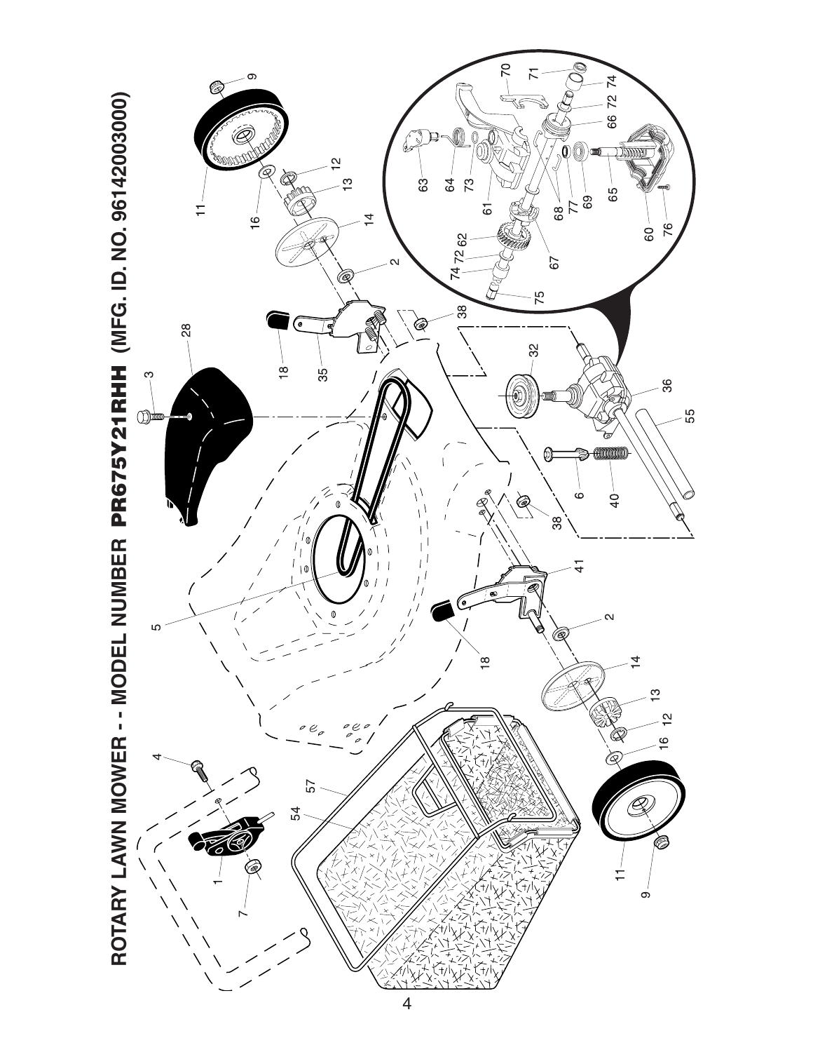# ROTARY LAWN MOWER - - MODEL NUMBER PR675Y21RHH (MFG. ID. NO. 96142003000)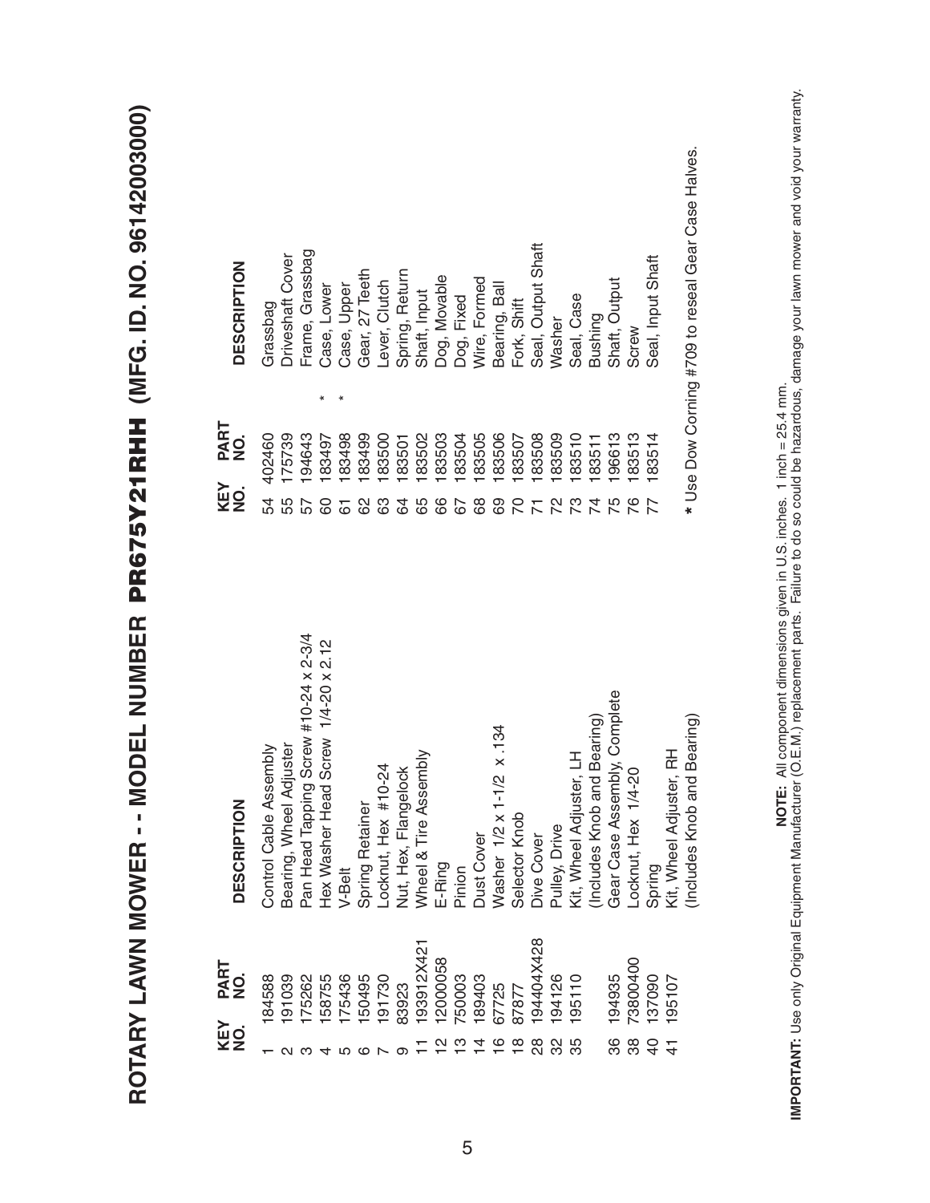# ROTARY LAWN MOWER - - MODEL NUMBER PR675Y21RHH (MFG. ID. NO. 96142003000)

| KEY NO. | PART NO. | DESCRIPTION |
|---|---|---|
| 1 | 184588 | Control Cable Assembly |
| 2 | 191039 | Bearing, Wheel Adjuster |
| 3 | 175262 | Pan Head Tapping Screw #10-24 x 2-3/4 |
| 4 | 158755 | Hex Washer Head Screw 1/4-20 x 2.12 |
| 5 | 175436 | V-Belt |
| 6 | 150495 | Spring Retainer |
| 7 | 191730 | Locknut, Hex #10-24 |
| 9 | 83923 | Nut, Hex, Flangelock |
| 11 | 193912X421 | Wheel & Tire Assembly |
| 12 | 12000058 | E-Ring |
| 13 | 750003 | Pinion |
| 14 | 189403 | Dust Cover |
| 16 | 67725 | Washer 1/2 x 1-1/2 x .134 |
| 18 | 87877 | Selector Knob |
| 28 | 194404X428 | Dive Cover |
| 32 | 194126 | Pulley, Drive |
| 35 | 195110 | Kit, Wheel Adjuster, LH (Includes Knob and Bearing) |
| 36 | 194935 | Gear Case Assembly, Complete |
| 38 | 73800400 | Locknut, Hex 1/4-20 |
| 40 | 137090 | Spring |
| 41 | 195107 | Kit, Wheel Adjuster, RH (Includes Knob and Bearing) |
| 54 | 402460 | Grassbag |
| 55 | 175739 | Driveshaft Cover |
| 57 | 194643 | Frame, Grassbag |
| 60 | 183497 | Case, Lower * |
| 61 | 183498 | Case, Upper * |
| 62 | 183499 | Gear, 27 Teeth |
| 63 | 183500 | Lever, Clutch |
| 64 | 183501 | Spring, Return |
| 65 | 183502 | Shaft, Input |
| 66 | 183503 | Dog, Movable |
| 67 | 183504 | Dog, Fixed |
| 68 | 183505 | Wire, Formed |
| 69 | 183506 | Bearing, Ball |
| 70 | 183507 | Fork, Shift |
| 71 | 183508 | Seal, Output Shaft |
| 72 | 183509 | Washer |
| 73 | 183510 | Seal, Case |
| 74 | 183511 | Bushing |
| 75 | 196613 | Shaft, Output |
| 76 | 183513 | Screw |
| 77 | 183514 | Seal, Input Shaft |

* Use Dow Corning #709 to reseal Gear Case Halves.

**NOTE:** All component dimensions given in U.S. inches. 1 inch = 25.4 mm.

**IMPORTANT:** Use only Original Equipment Manufacturer (O.E.M.) replacement parts. Failure to do so could be hazardous, damage your lawn mower and void your warranty.